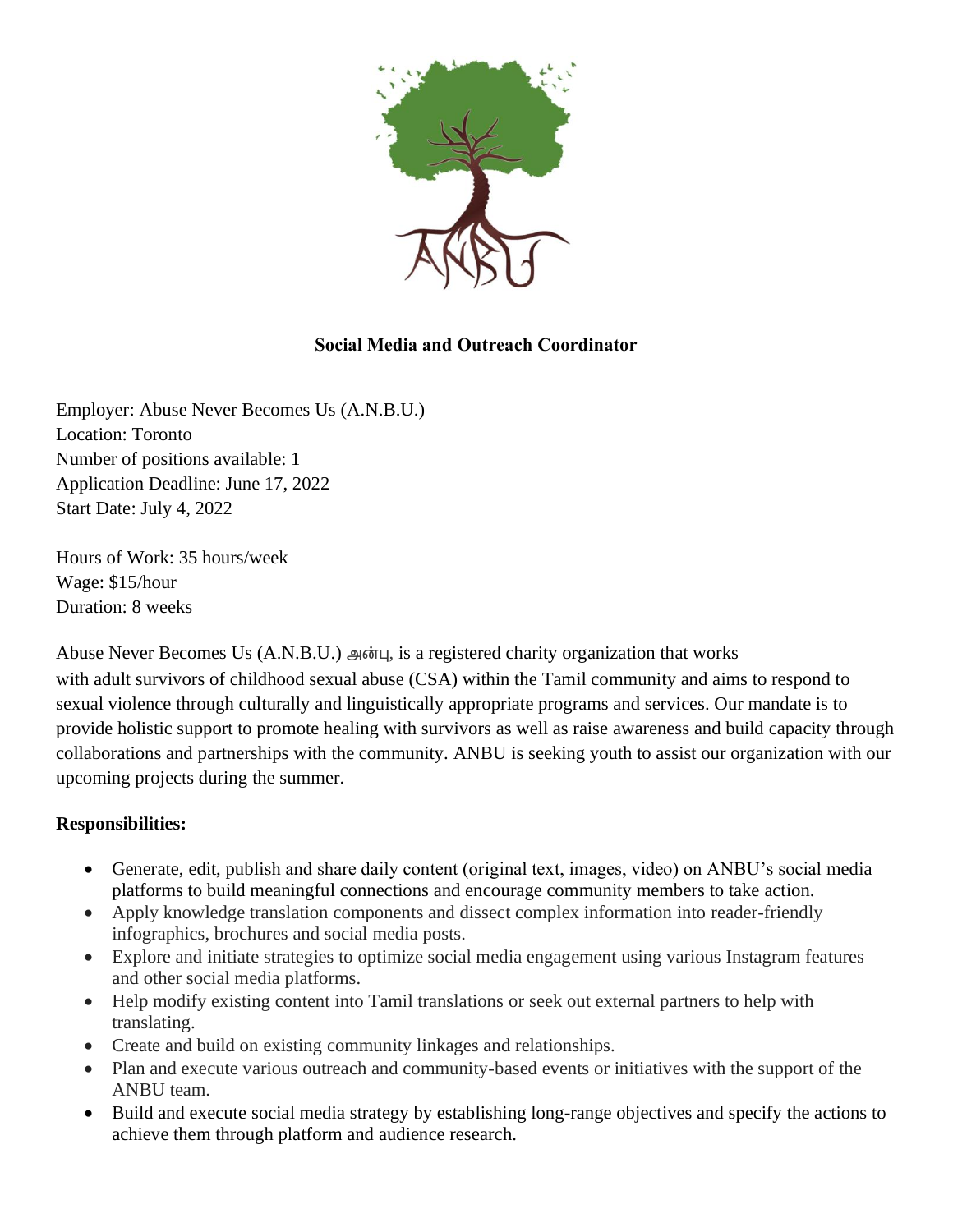**Social Media and Outreach Coordinator**

Employer: Abuse Never Becomes Us (A.N.B.U.)
Location: Toronto
Number of positions available: 1
Application Deadline: June 17, 2022
Start Date: July 4, 2022

Hours of Work: 35 hours/week
Wage: $15/hour
Duration: 8 weeks

Abuse Never Becomes Us (A.N.B.U.) அன்பு, is a registered charity organization that works with adult survivors of childhood sexual abuse (CSA) within the Tamil community and aims to respond to sexual violence through culturally and linguistically appropriate programs and services. Our mandate is to provide holistic support to promote healing with survivors as well as raise awareness and build capacity through collaborations and partnerships with the community. ANBU is seeking youth to assist our organization with our upcoming projects during the summer.

**Responsibilities:**

- Generate, edit, publish and share daily content (original text, images, video) on ANBU's social media platforms to build meaningful connections and encourage community members to take action.
- Apply knowledge translation components and dissect complex information into reader-friendly infographics, brochures and social media posts.
- Explore and initiate strategies to optimize social media engagement using various Instagram features and other social media platforms.
- Help modify existing content into Tamil translations or seek out external partners to help with translating.
- Create and build on existing community linkages and relationships.
- Plan and execute various outreach and community-based events or initiatives with the support of the ANBU team.
- Build and execute social media strategy by establishing long-range objectives and specify the actions to achieve them through platform and audience research.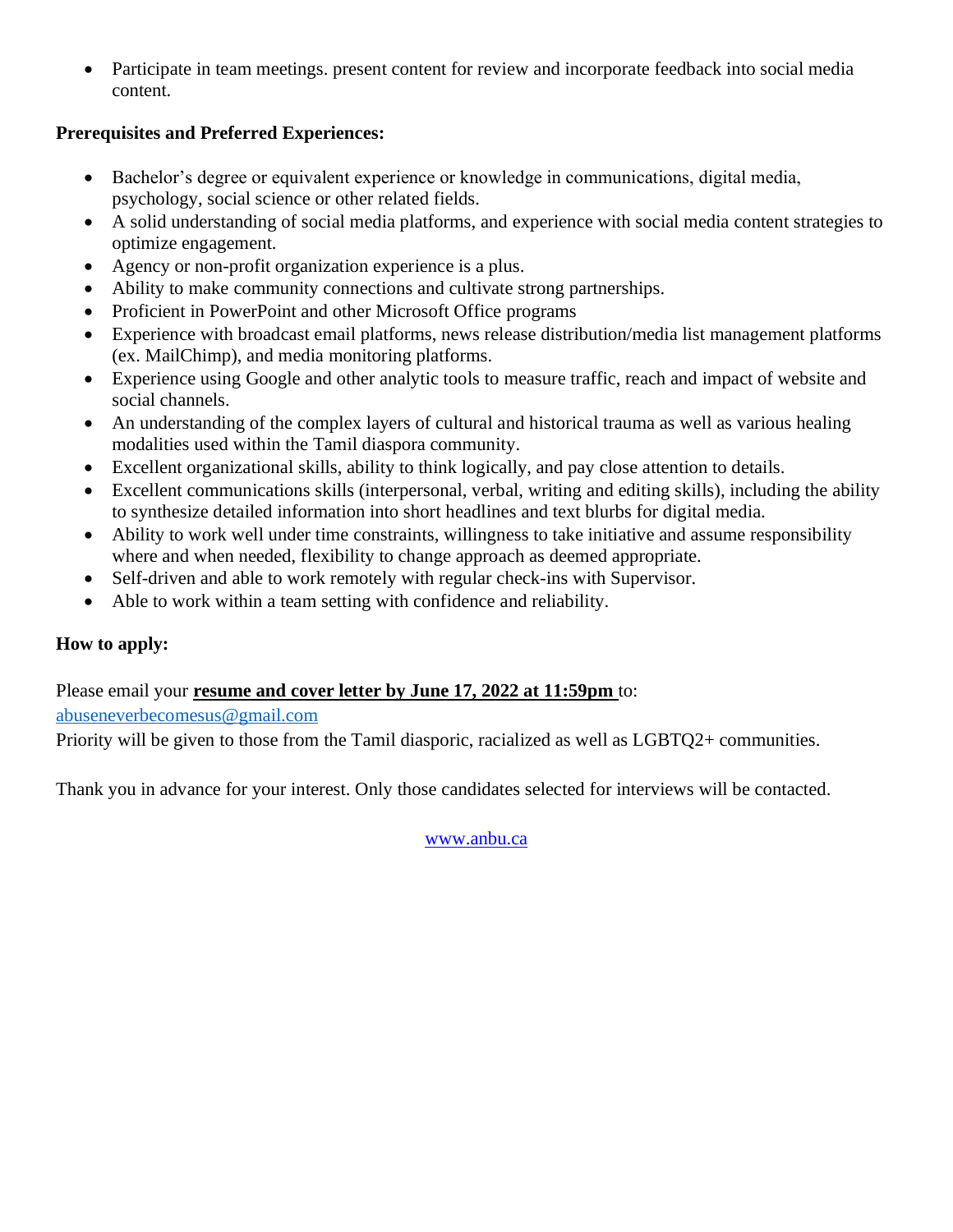- Participate in team meetings. present content for review and incorporate feedback into social media content.

**Prerequisites and Preferred Experiences:**

- Bachelor's degree or equivalent experience or knowledge in communications, digital media, psychology, social science or other related fields.
- A solid understanding of social media platforms, and experience with social media content strategies to optimize engagement.
- Agency or non-profit organization experience is a plus.
- Ability to make community connections and cultivate strong partnerships.
- Proficient in PowerPoint and other Microsoft Office programs
- Experience with broadcast email platforms, news release distribution/media list management platforms (ex. MailChimp), and media monitoring platforms.
- Experience using Google and other analytic tools to measure traffic, reach and impact of website and social channels.
- An understanding of the complex layers of cultural and historical trauma as well as various healing modalities used within the Tamil diaspora community.
- Excellent organizational skills, ability to think logically, and pay close attention to details.
- Excellent communications skills (interpersonal, verbal, writing and editing skills), including the ability to synthesize detailed information into short headlines and text blurbs for digital media.
- Ability to work well under time constraints, willingness to take initiative and assume responsibility where and when needed, flexibility to change approach as deemed appropriate.
- Self-driven and able to work remotely with regular check-ins with Supervisor.
- Able to work within a team setting with confidence and reliability.

**How to apply:**

Please email your **resume and cover letter by June 17, 2022 at 11:59pm** to:
abuseneverbecomesus@gmail.com
Priority will be given to those from the Tamil diasporic, racialized as well as LGBTQ2+ communities.

Thank you in advance for your interest. Only those candidates selected for interviews will be contacted.

www.anbu.ca